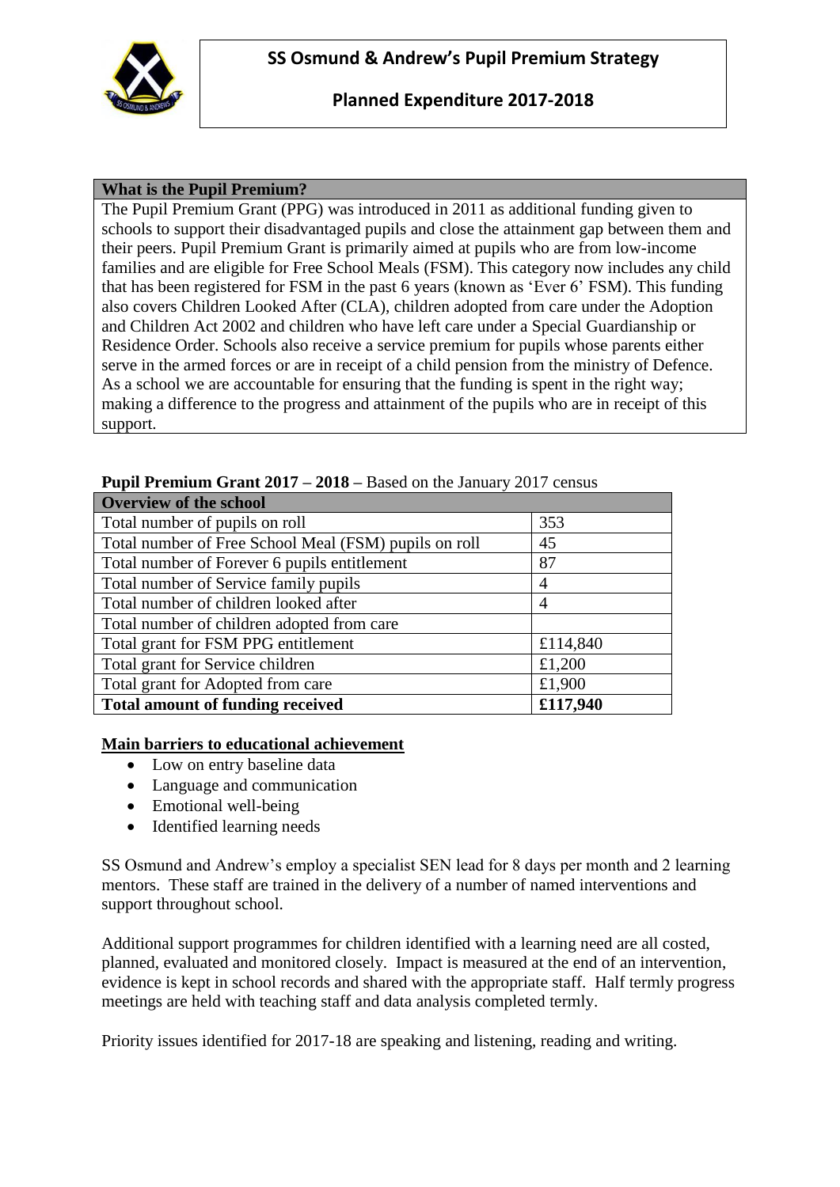# SS Osmund & Andrew's Pupil Premium Strategy

## Planned Expenditure 2017-2018

| What is the Pupil Premium? |
| --- |
| The Pupil Premium Grant (PPG) was introduced in 2011 as additional funding given to schools to support their disadvantaged pupils and close the attainment gap between them and their peers. Pupil Premium Grant is primarily aimed at pupils who are from low-income families and are eligible for Free School Meals (FSM). This category now includes any child that has been registered for FSM in the past 6 years (known as 'Ever 6' FSM). This funding also covers Children Looked After (CLA), children adopted from care under the Adoption and Children Act 2002 and children who have left care under a Special Guardianship or Residence Order. Schools also receive a service premium for pupils whose parents either serve in the armed forces or are in receipt of a child pension from the ministry of Defence. As a school we are accountable for ensuring that the funding is spent in the right way; making a difference to the progress and attainment of the pupils who are in receipt of this support. |

**Pupil Premium Grant 2017 – 2018 –** Based on the January 2017 census

| Overview of the school | |
| --- | --- |
| Total number of pupils on roll | 353 |
| Total number of Free School Meal (FSM) pupils on roll | 45 |
| Total number of Forever 6 pupils entitlement | 87 |
| Total number of Service family pupils | 4 |
| Total number of children looked after | 4 |
| Total number of children adopted from care | |
| Total grant for FSM PPG entitlement | £114,840 |
| Total grant for Service children | £1,200 |
| Total grant for Adopted from care | £1,900 |
| **Total amount of funding received** | **£117,940** |

**Main barriers to educational achievement**

- Low on entry baseline data
- Language and communication
- Emotional well-being
- Identified learning needs

SS Osmund and Andrew's employ a specialist SEN lead for 8 days per month and 2 learning mentors. These staff are trained in the delivery of a number of named interventions and support throughout school.

Additional support programmes for children identified with a learning need are all costed, planned, evaluated and monitored closely. Impact is measured at the end of an intervention, evidence is kept in school records and shared with the appropriate staff. Half termly progress meetings are held with teaching staff and data analysis completed termly.

Priority issues identified for 2017-18 are speaking and listening, reading and writing.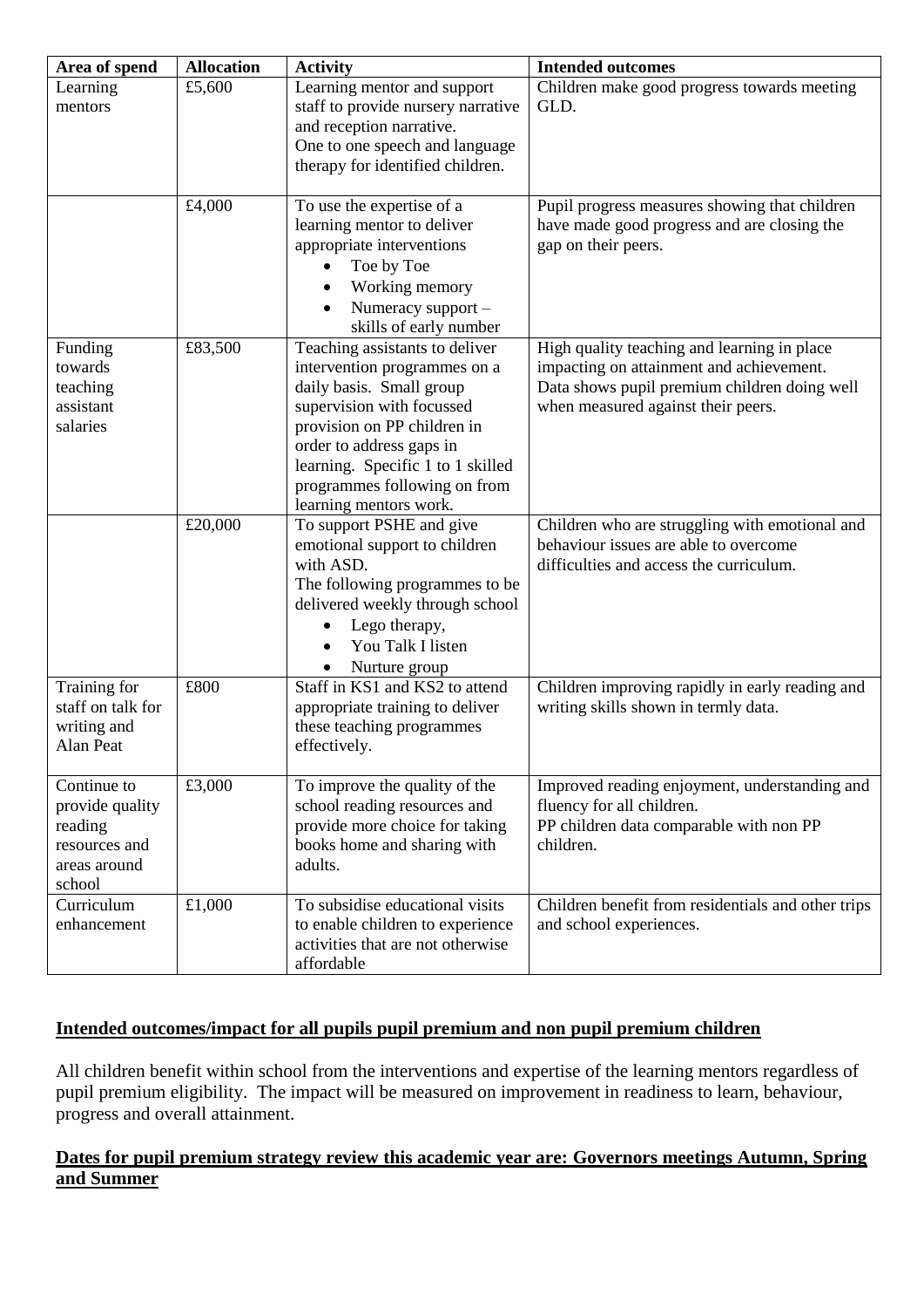| Area of spend | Allocation | Activity | Intended outcomes |
|---|---|---|---|
| Learning mentors | £5,600 | Learning mentor and support staff to provide nursery narrative and reception narrative.<br>One to one speech and language therapy for identified children. | Children make good progress towards meeting GLD. |
| | £4,000 | To use the expertise of a learning mentor to deliver appropriate interventions<br>• Toe by Toe<br>• Working memory<br>• Numeracy support – skills of early number | Pupil progress measures showing that children have made good progress and are closing the gap on their peers. |
| Funding towards teaching assistant salaries | £83,500 | Teaching assistants to deliver intervention programmes on a daily basis. Small group supervision with focussed provision on PP children in order to address gaps in learning. Specific 1 to 1 skilled programmes following on from learning mentors work. | High quality teaching and learning in place impacting on attainment and achievement. Data shows pupil premium children doing well when measured against their peers. |
| | £20,000 | To support PSHE and give emotional support to children with ASD.<br>The following programmes to be delivered weekly through school<br>• Lego therapy,<br>• You Talk I listen<br>• Nurture group | Children who are struggling with emotional and behaviour issues are able to overcome difficulties and access the curriculum. |
| Training for staff on talk for writing and Alan Peat | £800 | Staff in KS1 and KS2 to attend appropriate training to deliver these teaching programmes effectively. | Children improving rapidly in early reading and writing skills shown in termly data. |
| Continue to provide quality reading resources and areas around school | £3,000 | To improve the quality of the school reading resources and provide more choice for taking books home and sharing with adults. | Improved reading enjoyment, understanding and fluency for all children.<br>PP children data comparable with non PP children. |
| Curriculum enhancement | £1,000 | To subsidise educational visits to enable children to experience activities that are not otherwise affordable | Children benefit from residentials and other trips and school experiences. |

**Intended outcomes/impact for all pupils pupil premium and non pupil premium children**

All children benefit within school from the interventions and expertise of the learning mentors regardless of pupil premium eligibility. The impact will be measured on improvement in readiness to learn, behaviour, progress and overall attainment.

**Dates for pupil premium strategy review this academic year are: Governors meetings Autumn, Spring and Summer**